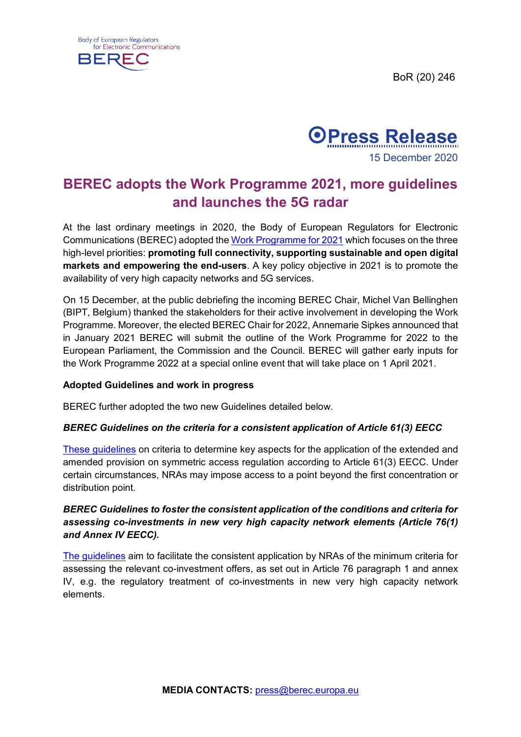Body of European Regulators for Electronic Communications

BEREC

BoR (20) 246

**Press Release**

15 December 2020

# BEREC adopts the Work Programme 2021, more guidelines and launches the 5G radar

At the last ordinary meetings in 2020, the Body of European Regulators for Electronic Communications (BEREC) adopted the Work Programme for 2021 which focuses on the three high-level priorities: **promoting full connectivity, supporting sustainable and open digital markets and empowering the end-users**. A key policy objective in 2021 is to promote the availability of very high capacity networks and 5G services.

On 15 December, at the public debriefing the incoming BEREC Chair, Michel Van Bellinghen (BIPT, Belgium) thanked the stakeholders for their active involvement in developing the Work Programme. Moreover, the elected BEREC Chair for 2022, Annemarie Sipkes announced that in January 2021 BEREC will submit the outline of the Work Programme for 2022 to the European Parliament, the Commission and the Council. BEREC will gather early inputs for the Work Programme 2022 at a special online event that will take place on 1 April 2021.

**Adopted Guidelines and work in progress**

BEREC further adopted the two new Guidelines detailed below.

***BEREC Guidelines on the criteria for a consistent application of Article 61(3) EECC***

These guidelines on criteria to determine key aspects for the application of the extended and amended provision on symmetric access regulation according to Article 61(3) EECC. Under certain circumstances, NRAs may impose access to a point beyond the first concentration or distribution point.

***BEREC Guidelines to foster the consistent application of the conditions and criteria for assessing co-investments in new very high capacity network elements (Article 76(1) and Annex IV EECC).***

The guidelines aim to facilitate the consistent application by NRAs of the minimum criteria for assessing the relevant co-investment offers, as set out in Article 76 paragraph 1 and annex IV, e.g. the regulatory treatment of co-investments in new very high capacity network elements.

**MEDIA CONTACTS:** press@berec.europa.eu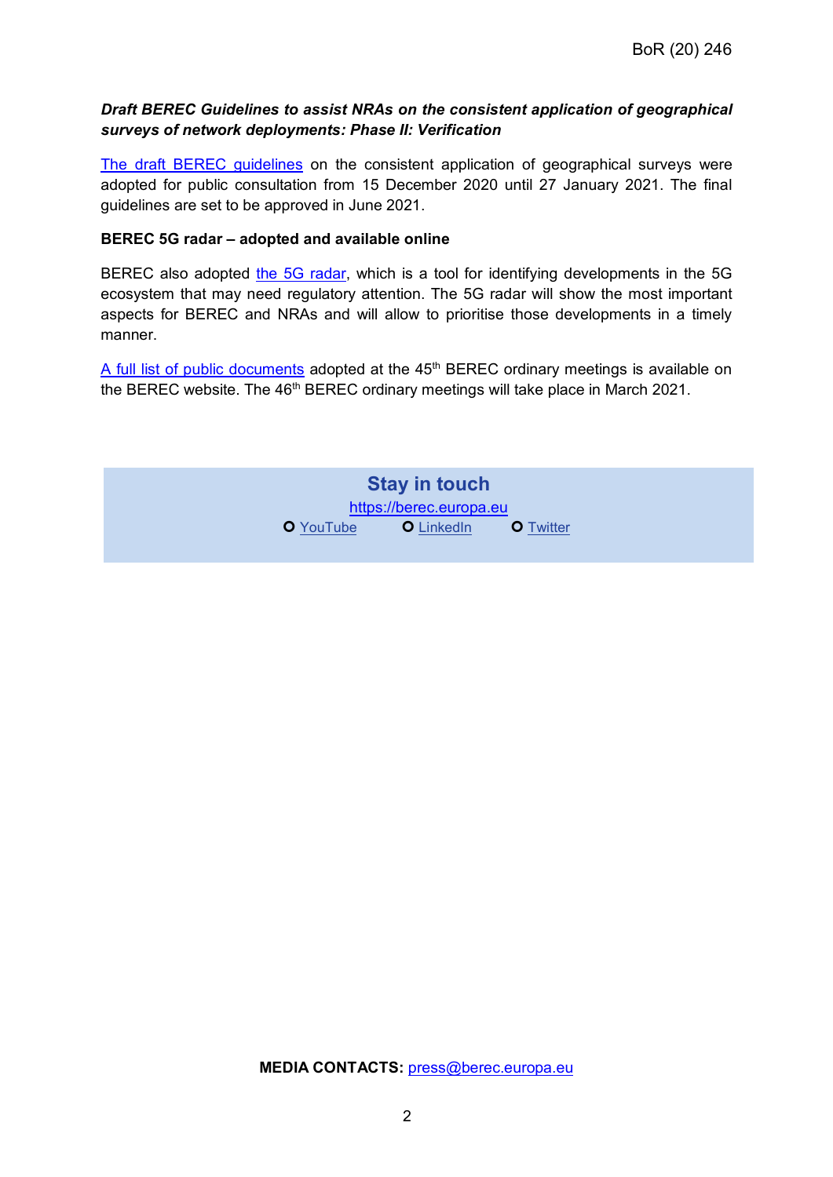***Draft BEREC Guidelines to assist NRAs on the consistent application of geographical surveys of network deployments: Phase II: Verification***

The draft BEREC guidelines on the consistent application of geographical surveys were adopted for public consultation from 15 December 2020 until 27 January 2021. The final guidelines are set to be approved in June 2021.

**BEREC 5G radar – adopted and available online**

BEREC also adopted the 5G radar, which is a tool for identifying developments in the 5G ecosystem that may need regulatory attention. The 5G radar will show the most important aspects for BEREC and NRAs and will allow to prioritise those developments in a timely manner.

A full list of public documents adopted at the 45th BEREC ordinary meetings is available on the BEREC website. The 46th BEREC ordinary meetings will take place in March 2021.

**Stay in touch**

https://berec.europa.eu

- YouTube
- LinkedIn
- Twitter

**MEDIA CONTACTS:** press@berec.europa.eu